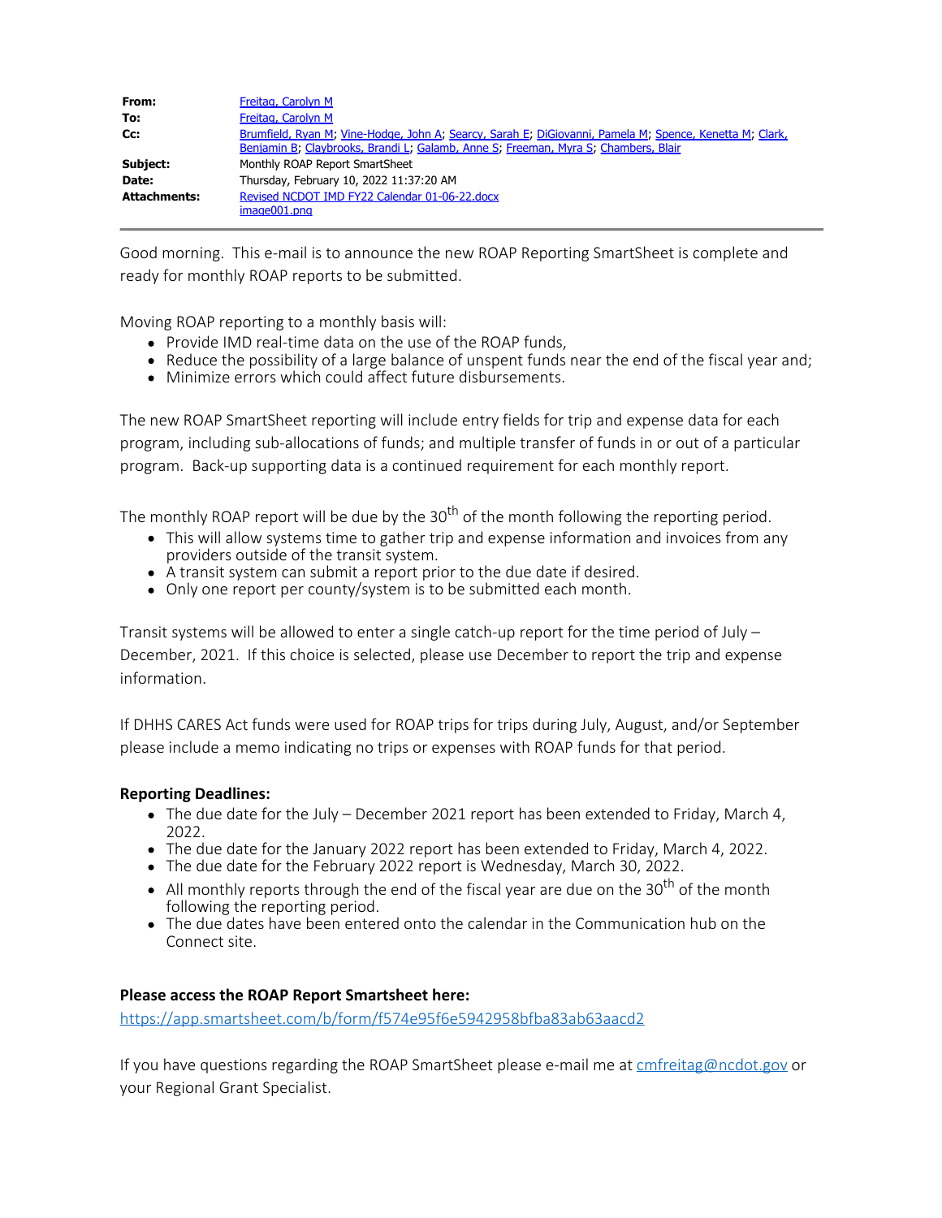| | |
|---|---|
| **From:** | Freitag, Carolyn M |
| **To:** | Freitag, Carolyn M |
| **Cc:** | Brumfield, Ryan M; Vine-Hodge, John A; Searcy, Sarah E; DiGiovanni, Pamela M; Spence, Kenetta M; Clark, Benjamin B; Claybrooks, Brandi L; Galamb, Anne S; Freeman, Myra S; Chambers, Blair |
| **Subject:** | Monthly ROAP Report SmartSheet |
| **Date:** | Thursday, February 10, 2022 11:37:20 AM |
| **Attachments:** | Revised NCDOT IMD FY22 Calendar 01-06-22.docx<br>image001.png |

Good morning. This e-mail is to announce the new ROAP Reporting SmartSheet is complete and ready for monthly ROAP reports to be submitted.

Moving ROAP reporting to a monthly basis will:

- Provide IMD real-time data on the use of the ROAP funds,
- Reduce the possibility of a large balance of unspent funds near the end of the fiscal year and;
- Minimize errors which could affect future disbursements.

The new ROAP SmartSheet reporting will include entry fields for trip and expense data for each program, including sub-allocations of funds; and multiple transfer of funds in or out of a particular program. Back-up supporting data is a continued requirement for each monthly report.

The monthly ROAP report will be due by the 30th of the month following the reporting period.

- This will allow systems time to gather trip and expense information and invoices from any providers outside of the transit system.
- A transit system can submit a report prior to the due date if desired.
- Only one report per county/system is to be submitted each month.

Transit systems will be allowed to enter a single catch-up report for the time period of July – December, 2021. If this choice is selected, please use December to report the trip and expense information.

If DHHS CARES Act funds were used for ROAP trips for trips during July, August, and/or September please include a memo indicating no trips or expenses with ROAP funds for that period.

**Reporting Deadlines:**

- The due date for the July – December 2021 report has been extended to Friday, March 4, 2022.
- The due date for the January 2022 report has been extended to Friday, March 4, 2022.
- The due date for the February 2022 report is Wednesday, March 30, 2022.
- All monthly reports through the end of the fiscal year are due on the 30th of the month following the reporting period.
- The due dates have been entered onto the calendar in the Communication hub on the Connect site.

**Please access the ROAP Report Smartsheet here:**

https://app.smartsheet.com/b/form/f574e95f6e5942958bfba83ab63aacd2

If you have questions regarding the ROAP SmartSheet please e-mail me at cmfreitag@ncdot.gov or your Regional Grant Specialist.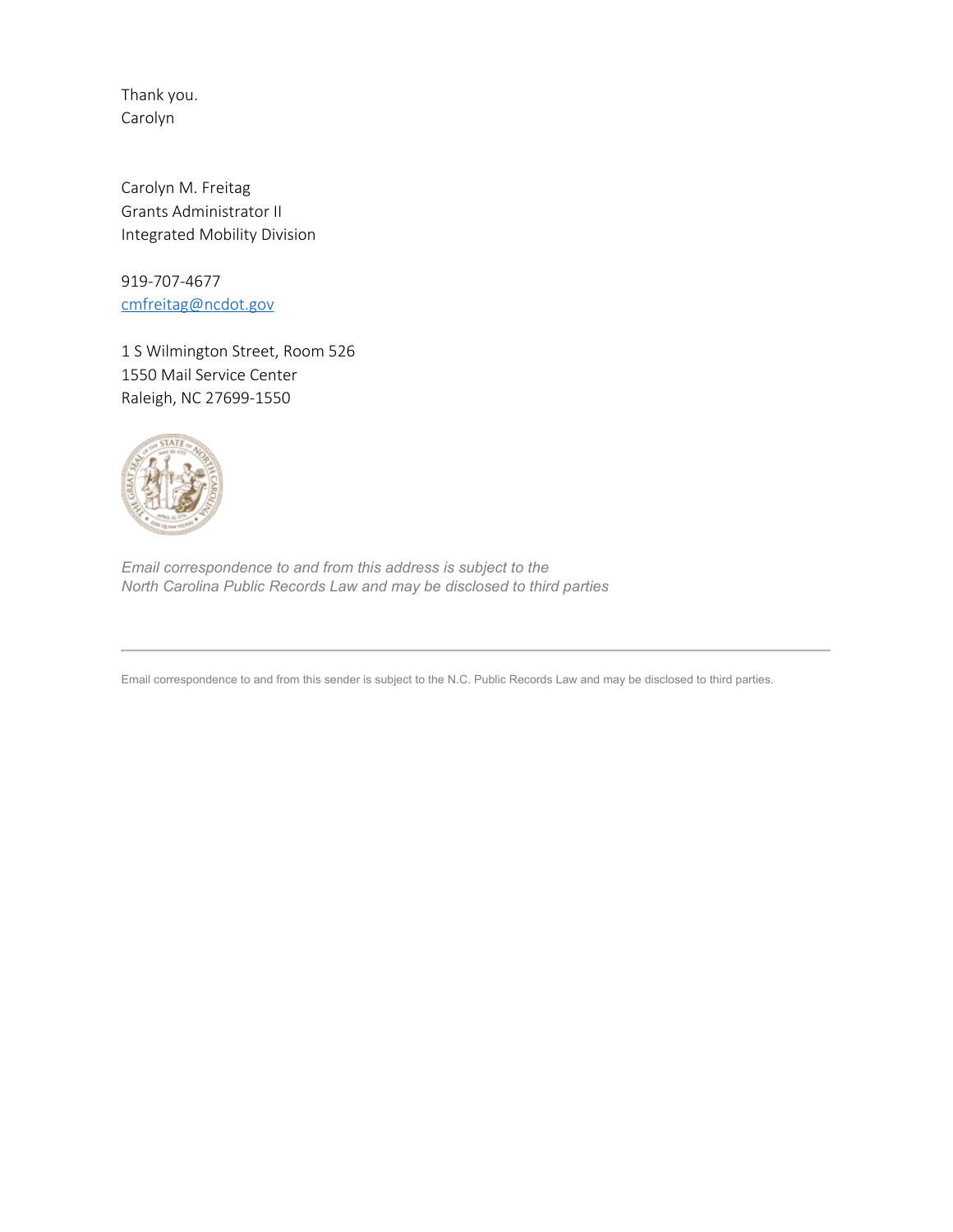Thank you.
Carolyn

Carolyn M. Freitag
Grants Administrator II
Integrated Mobility Division

919-707-4677
cmfreitag@ncdot.gov

1 S Wilmington Street, Room 526
1550 Mail Service Center
Raleigh, NC 27699-1550

*Email correspondence to and from this address is subject to the North Carolina Public Records Law and may be disclosed to third parties*

---

Email correspondence to and from this sender is subject to the N.C. Public Records Law and may be disclosed to third parties.